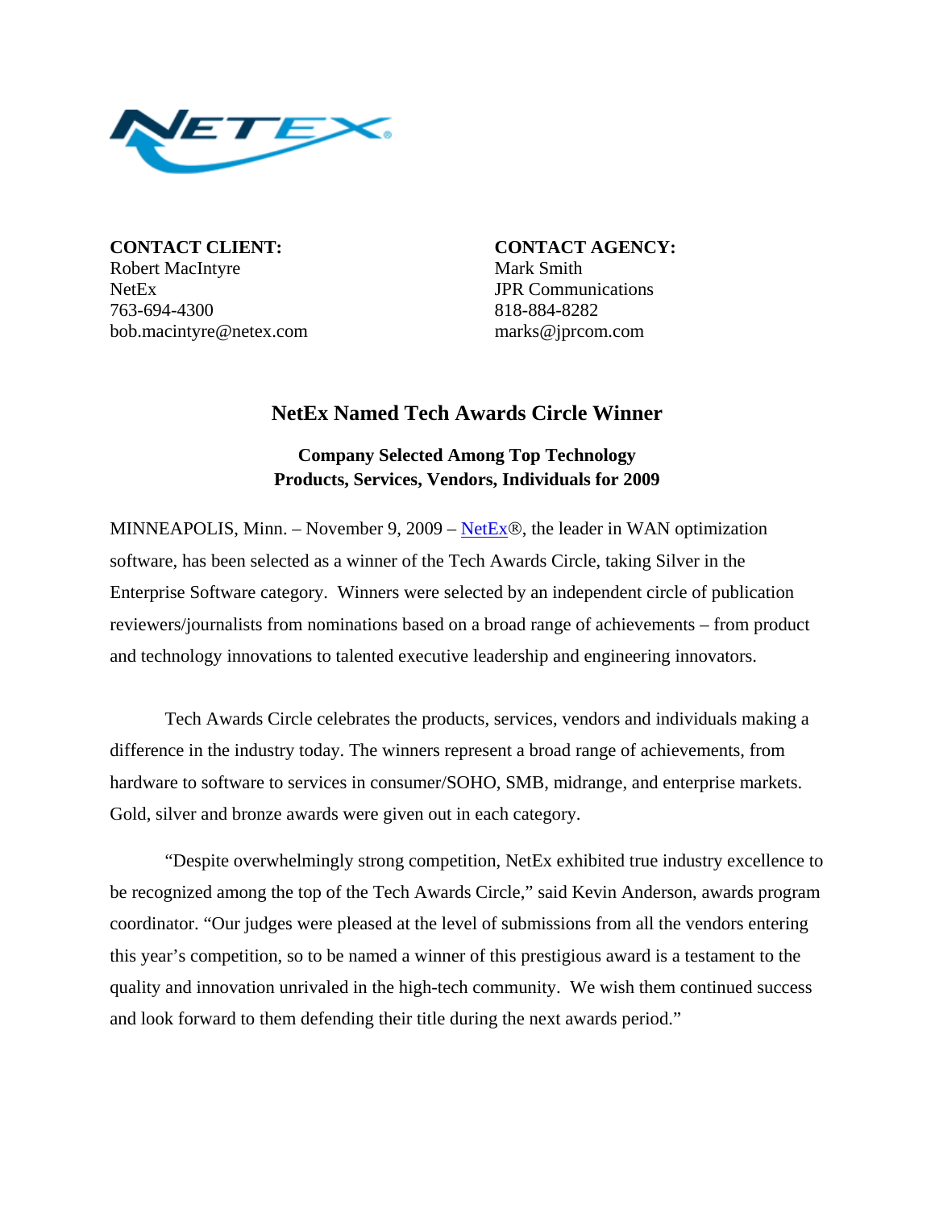**CONTACT CLIENT:**
Robert MacIntyre
NetEx
763-694-4300
bob.macintyre@netex.com

**CONTACT AGENCY:**
Mark Smith
JPR Communications
818-884-8282
marks@jprcom.com

# NetEx Named Tech Awards Circle Winner

## Company Selected Among Top Technology Products, Services, Vendors, Individuals for 2009

MINNEAPOLIS, Minn. – November 9, 2009 – NetEx®, the leader in WAN optimization software, has been selected as a winner of the Tech Awards Circle, taking Silver in the Enterprise Software category. Winners were selected by an independent circle of publication reviewers/journalists from nominations based on a broad range of achievements – from product and technology innovations to talented executive leadership and engineering innovators.

Tech Awards Circle celebrates the products, services, vendors and individuals making a difference in the industry today. The winners represent a broad range of achievements, from hardware to software to services in consumer/SOHO, SMB, midrange, and enterprise markets. Gold, silver and bronze awards were given out in each category.

"Despite overwhelmingly strong competition, NetEx exhibited true industry excellence to be recognized among the top of the Tech Awards Circle," said Kevin Anderson, awards program coordinator. "Our judges were pleased at the level of submissions from all the vendors entering this year's competition, so to be named a winner of this prestigious award is a testament to the quality and innovation unrivaled in the high-tech community. We wish them continued success and look forward to them defending their title during the next awards period."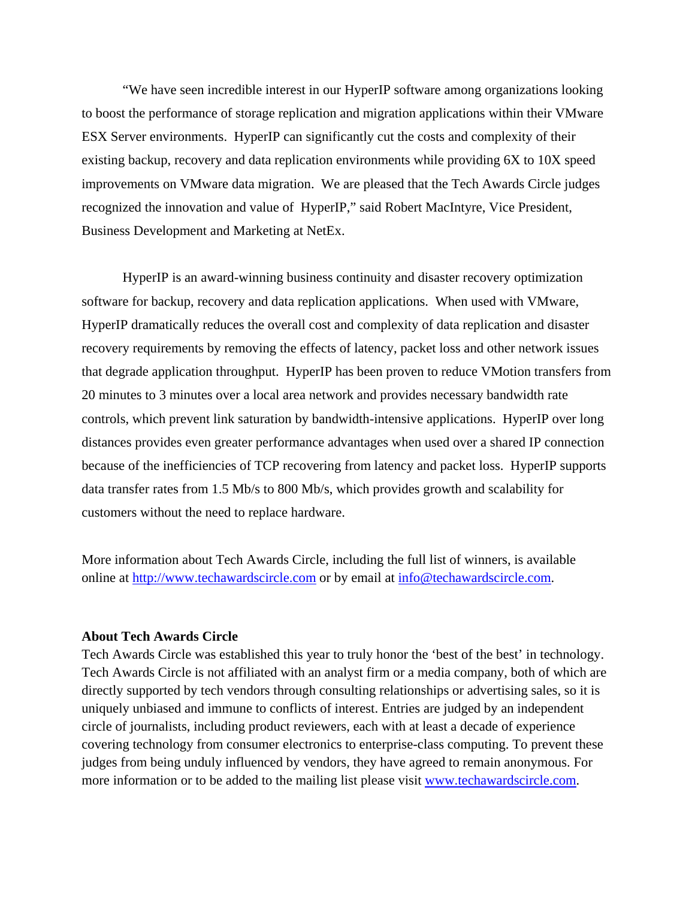"We have seen incredible interest in our HyperIP software among organizations looking to boost the performance of storage replication and migration applications within their VMware ESX Server environments. HyperIP can significantly cut the costs and complexity of their existing backup, recovery and data replication environments while providing 6X to 10X speed improvements on VMware data migration. We are pleased that the Tech Awards Circle judges recognized the innovation and value of HyperIP," said Robert MacIntyre, Vice President, Business Development and Marketing at NetEx.

HyperIP is an award-winning business continuity and disaster recovery optimization software for backup, recovery and data replication applications. When used with VMware, HyperIP dramatically reduces the overall cost and complexity of data replication and disaster recovery requirements by removing the effects of latency, packet loss and other network issues that degrade application throughput. HyperIP has been proven to reduce VMotion transfers from 20 minutes to 3 minutes over a local area network and provides necessary bandwidth rate controls, which prevent link saturation by bandwidth-intensive applications. HyperIP over long distances provides even greater performance advantages when used over a shared IP connection because of the inefficiencies of TCP recovering from latency and packet loss. HyperIP supports data transfer rates from 1.5 Mb/s to 800 Mb/s, which provides growth and scalability for customers without the need to replace hardware.

More information about Tech Awards Circle, including the full list of winners, is available online at http://www.techawardscircle.com or by email at info@techawardscircle.com.

**About Tech Awards Circle**

Tech Awards Circle was established this year to truly honor the 'best of the best' in technology. Tech Awards Circle is not affiliated with an analyst firm or a media company, both of which are directly supported by tech vendors through consulting relationships or advertising sales, so it is uniquely unbiased and immune to conflicts of interest. Entries are judged by an independent circle of journalists, including product reviewers, each with at least a decade of experience covering technology from consumer electronics to enterprise-class computing. To prevent these judges from being unduly influenced by vendors, they have agreed to remain anonymous. For more information or to be added to the mailing list please visit www.techawardscircle.com.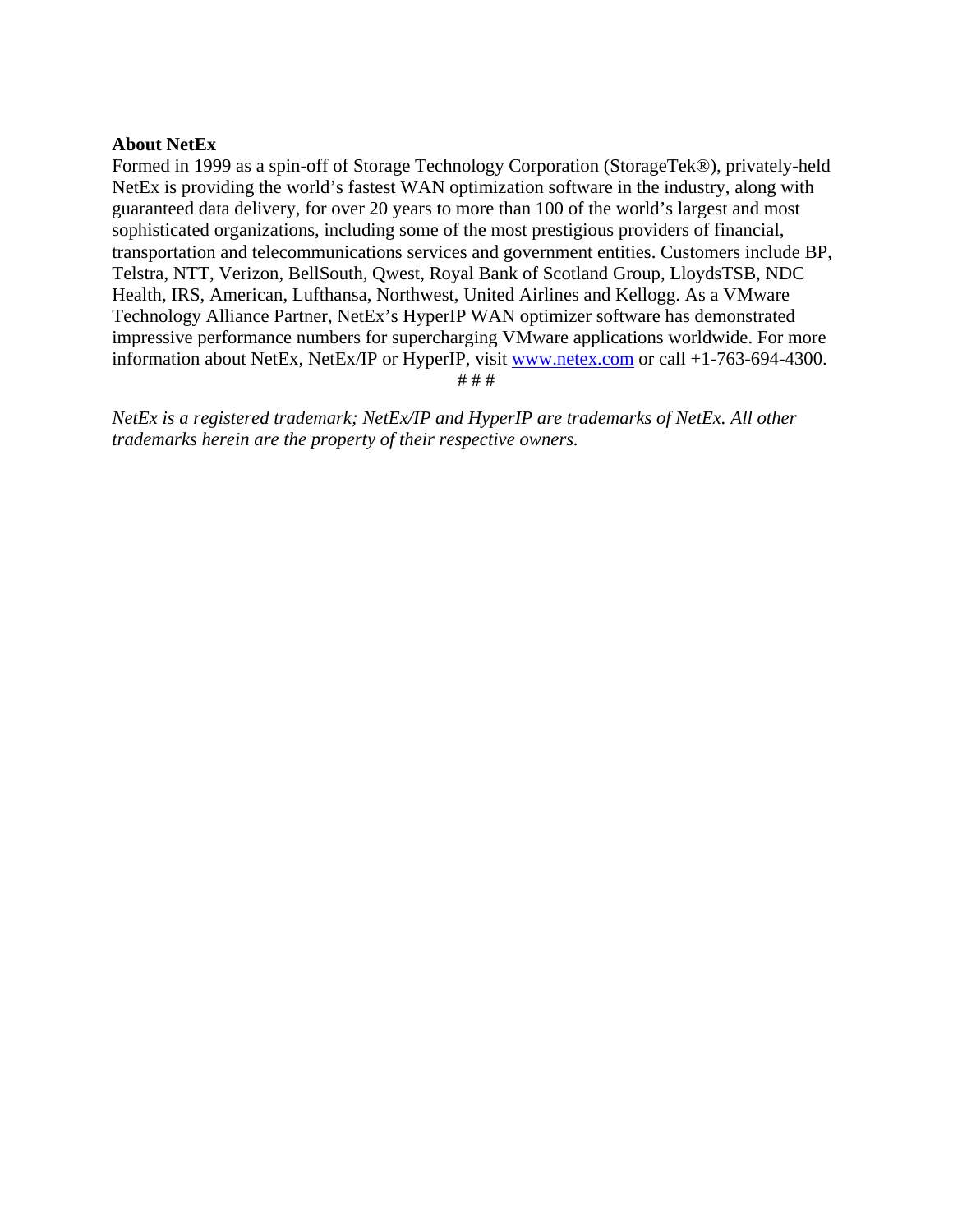**About NetEx**

Formed in 1999 as a spin-off of Storage Technology Corporation (StorageTek®), privately-held NetEx is providing the world's fastest WAN optimization software in the industry, along with guaranteed data delivery, for over 20 years to more than 100 of the world's largest and most sophisticated organizations, including some of the most prestigious providers of financial, transportation and telecommunications services and government entities. Customers include BP, Telstra, NTT, Verizon, BellSouth, Qwest, Royal Bank of Scotland Group, LloydsTSB, NDC Health, IRS, American, Lufthansa, Northwest, United Airlines and Kellogg. As a VMware Technology Alliance Partner, NetEx's HyperIP WAN optimizer software has demonstrated impressive performance numbers for supercharging VMware applications worldwide. For more information about NetEx, NetEx/IP or HyperIP, visit [www.netex.com](http://www.netex.com) or call +1-763-694-4300.

# # #

*NetEx is a registered trademark; NetEx/IP and HyperIP are trademarks of NetEx. All other trademarks herein are the property of their respective owners.*